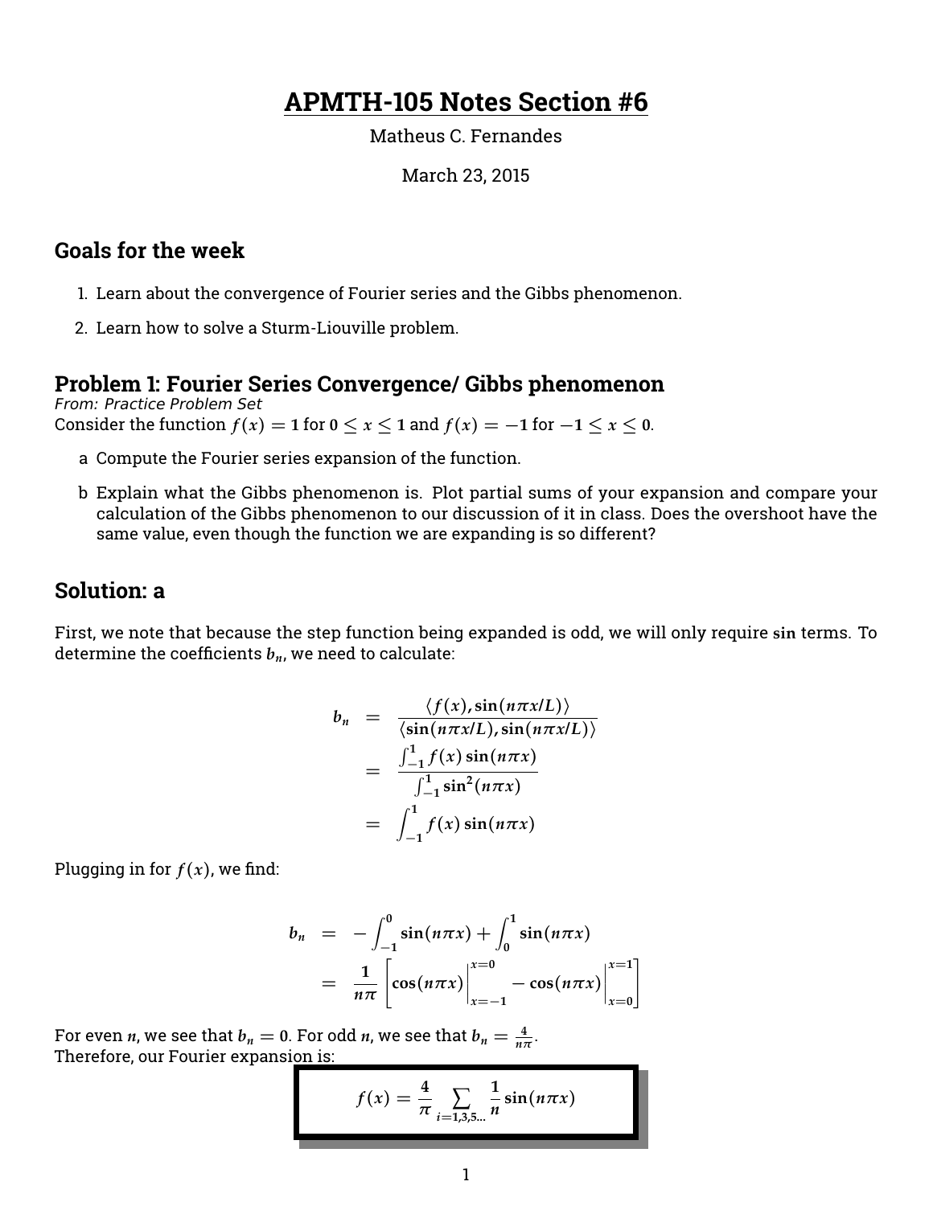# APMTH-105 Notes Section #6

Matheus C. Fernandes

March 23, 2015

## Goals for the week

1. Learn about the convergence of Fourier series and the Gibbs phenomenon.
2. Learn how to solve a Sturm-Liouville problem.

## Problem 1: Fourier Series Convergence/ Gibbs phenomenon

*From: Practice Problem Set*

Consider the function $f(x) = 1$ for $0 \leq x \leq 1$ and $f(x) = -1$ for $-1 \leq x \leq 0$.

a Compute the Fourier series expansion of the function.

b Explain what the Gibbs phenomenon is. Plot partial sums of your expansion and compare your calculation of the Gibbs phenomenon to our discussion of it in class. Does the overshoot have the same value, even though the function we are expanding is so different?

## Solution: a

First, we note that because the step function being expanded is odd, we will only require $\sin$ terms. To determine the coefficients $b_n$, we need to calculate:

$$
\begin{aligned}
b_n &= \frac{\langle f(x), \sin(n\pi x/L) \rangle}{\langle \sin(n\pi x/L), \sin(n\pi x/L) \rangle} \\
&= \frac{\int_{-1}^{1} f(x) \sin(n\pi x)}{\int_{-1}^{1} \sin^2(n\pi x)} \\
&= \int_{-1}^{1} f(x) \sin(n\pi x)
\end{aligned}
$$

Plugging in for $f(x)$, we find:

$$
\begin{aligned}
b_n &= -\int_{-1}^{0} \sin(n\pi x) + \int_{0}^{1} \sin(n\pi x) \\
&= \frac{1}{n\pi} \left[ \cos(n\pi x) \Big|_{x=-1}^{x=0} - \cos(n\pi x) \Big|_{x=0}^{x=1} \right]
\end{aligned}
$$

For even $n$, we see that $b_n = 0$. For odd $n$, we see that $b_n = \frac{4}{n\pi}$.
Therefore, our Fourier expansion is:

$$
f(x) = \frac{4}{\pi} \sum_{i=1,3,5...} \frac{1}{n} \sin(n\pi x)
$$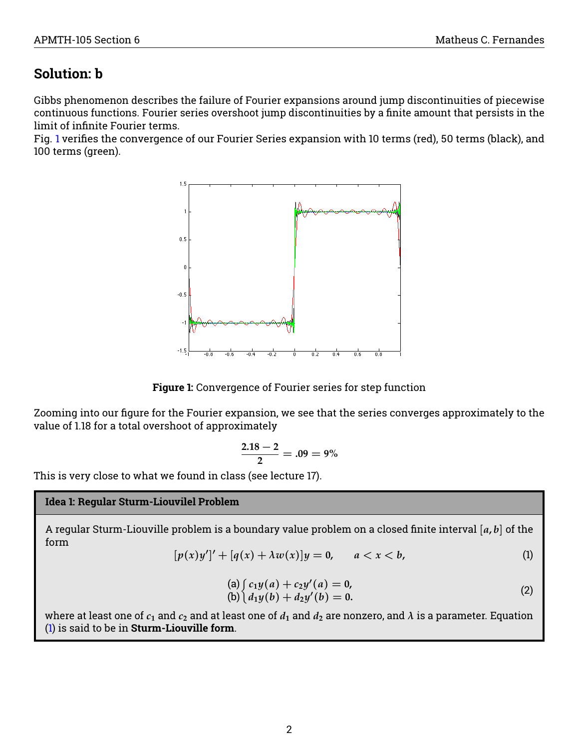## Solution: b

Gibbs phenomenon describes the failure of Fourier expansions around jump discontinuities of piecewise continuous functions. Fourier series overshoot jump discontinuities by a finite amount that persists in the limit of infinite Fourier terms.

Fig. 1 verifies the convergence of our Fourier Series expansion with 10 terms (red), 50 terms (black), and 100 terms (green).

1.5
1
0.5
0
-0.5
-1
-1.5
-1
-0.8
-0.6
-0.4
-0.2
0
0.2
0.4
0.6
0.8
1

**Figure 1:** Convergence of Fourier series for step function

Zooming into our figure for the Fourier expansion, we see that the series converges approximately to the value of 1.18 for a total overshoot of approximately

$$\frac{2.18 - 2}{2} = .09 = 9\%$$

This is very close to what we found in class (see lecture 17).

**Idea 1: Regular Sturm-Liouvilel Problem**

A regular Sturm-Liouville problem is a boundary value problem on a closed finite interval $[a, b]$ of the form

$$[p(x)y']' + [q(x) + \lambda w(x)]y = 0, \qquad a < x < b, \tag{1}$$

$$\begin{aligned} &\text{(a)} \begin{cases} c_1 y(a) + c_2 y'(a) = 0, \\ d_1 y(b) + d_2 y'(b) = 0. \end{cases} \\ &\text{(b)} \end{aligned} \tag{2}$$

where at least one of $c_1$ and $c_2$ and at least one of $d_1$ and $d_2$ are nonzero, and $\lambda$ is a parameter. Equation (1) is said to be in **Sturm-Liouville form**.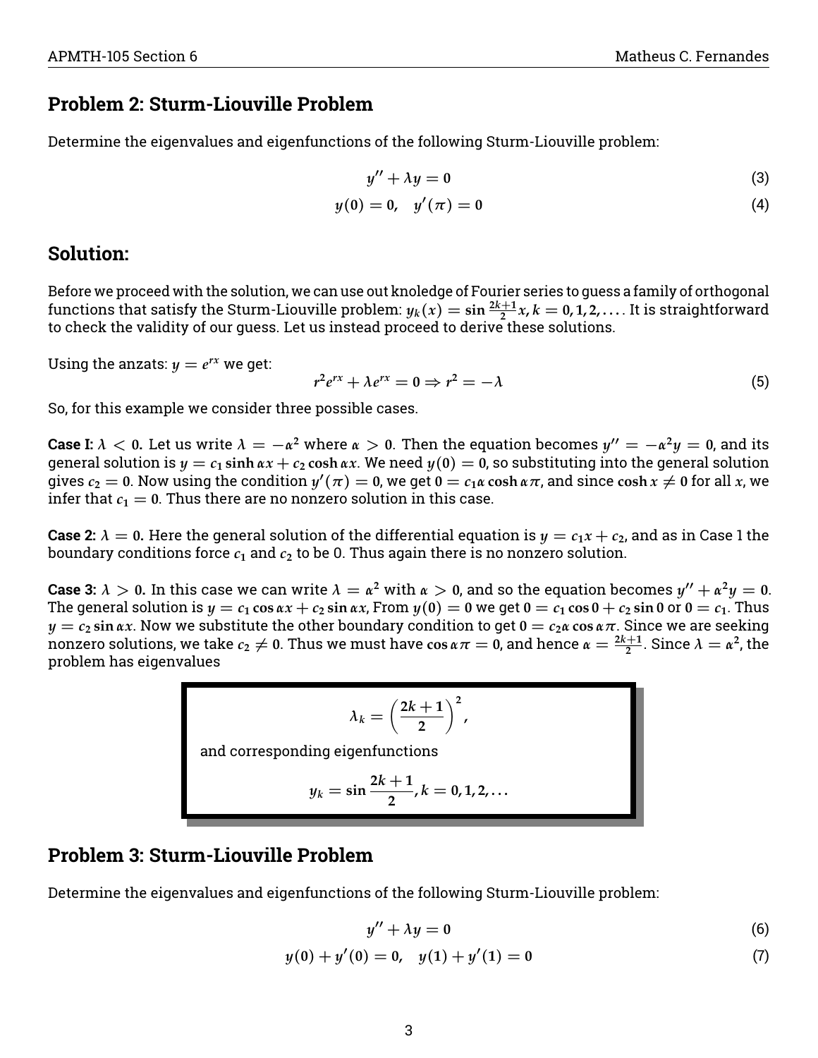## Problem 2: Sturm-Liouville Problem

Determine the eigenvalues and eigenfunctions of the following Sturm-Liouville problem:

$$y'' + \lambda y = 0 \tag{3}$$

$$y(0) = 0, \quad y'(\pi) = 0 \tag{4}$$

## Solution:

Before we proceed with the solution, we can use out knoledge of Fourier series to guess a family of orthogonal functions that satisfy the Sturm-Liouville problem: $y_k(x) = \sin \frac{2k+1}{2}x, k = 0, 1, 2, \ldots$. It is straightforward to check the validity of our guess. Let us instead proceed to derive these solutions.

Using the anzats: $y = e^{rx}$ we get:

$$r^2 e^{rx} + \lambda e^{rx} = 0 \Rightarrow r^2 = -\lambda \tag{5}$$

So, for this example we consider three possible cases.

**Case I:** $\lambda < 0$. Let us write $\lambda = -\alpha^2$ where $\alpha > 0$. Then the equation becomes $y'' = -\alpha^2 y = 0$, and its general solution is $y = c_1 \sinh \alpha x + c_2 \cosh \alpha x$. We need $y(0) = 0$, so substituting into the general solution gives $c_2 = 0$. Now using the condition $y'(\pi) = 0$, we get $0 = c_1 \alpha \cosh \alpha \pi$, and since $\cosh x \neq 0$ for all $x$, we infer that $c_1 = 0$. Thus there are no nonzero solution in this case.

**Case 2:** $\lambda = 0$. Here the general solution of the differential equation is $y = c_1 x + c_2$, and as in Case 1 the boundary conditions force $c_1$ and $c_2$ to be 0. Thus again there is no nonzero solution.

**Case 3:** $\lambda > 0$. In this case we can write $\lambda = \alpha^2$ with $\alpha > 0$, and so the equation becomes $y'' + \alpha^2 y = 0$. The general solution is $y = c_1 \cos \alpha x + c_2 \sin \alpha x$, From $y(0) = 0$ we get $0 = c_1 \cos 0 + c_2 \sin 0$ or $0 = c_1$. Thus $y = c_2 \sin \alpha x$. Now we substitute the other boundary condition to get $0 = c_2 \alpha \cos \alpha \pi$. Since we are seeking nonzero solutions, we take $c_2 \neq 0$. Thus we must have $\cos \alpha \pi = 0$, and hence $\alpha = \frac{2k+1}{2}$. Since $\lambda = \alpha^2$, the problem has eigenvalues

$$\lambda_k = \left(\frac{2k+1}{2}\right)^2,$$

and corresponding eigenfunctions

$$y_k = \sin \frac{2k+1}{2}, k = 0, 1, 2, \ldots$$

## Problem 3: Sturm-Liouville Problem

Determine the eigenvalues and eigenfunctions of the following Sturm-Liouville problem:

$$y'' + \lambda y = 0 \tag{6}$$

$$y(0) + y'(0) = 0, \quad y(1) + y'(1) = 0 \tag{7}$$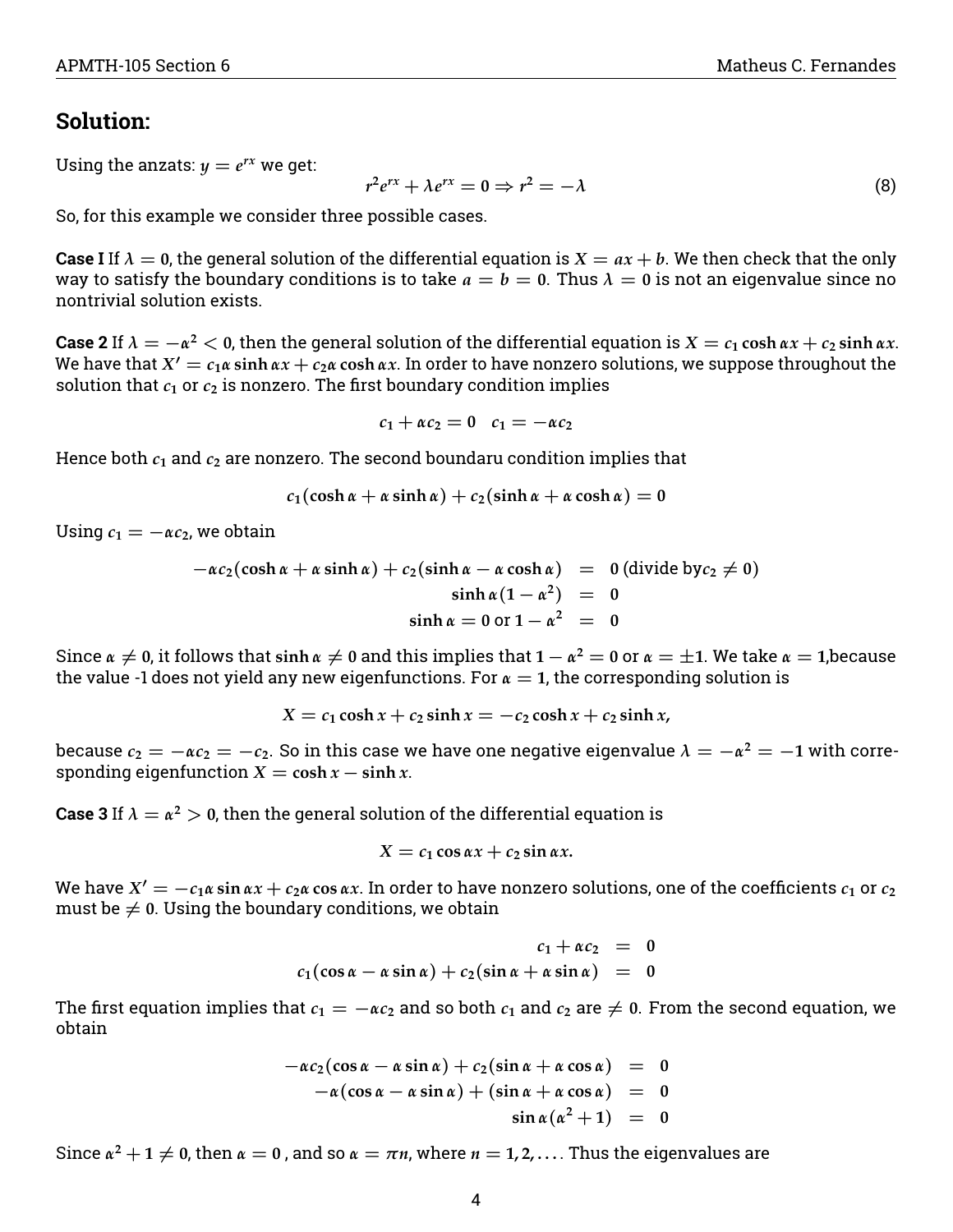## Solution:

Using the anzats: $y = e^{rx}$ we get:

$$r^2 e^{rx} + \lambda e^{rx} = 0 \Rightarrow r^2 = -\lambda \tag{8}$$

So, for this example we consider three possible cases.

**Case I** If $\lambda = 0$, the general solution of the differential equation is $X = ax + b$. We then check that the only way to satisfy the boundary conditions is to take $a = b = 0$. Thus $\lambda = 0$ is not an eigenvalue since no nontrivial solution exists.

**Case 2** If $\lambda = -\alpha^2 < 0$, then the general solution of the differential equation is $X = c_1 \cosh \alpha x + c_2 \sinh \alpha x$. We have that $X' = c_1 \alpha \sinh \alpha x + c_2 \alpha \cosh \alpha x$. In order to have nonzero solutions, we suppose throughout the solution that $c_1$ or $c_2$ is nonzero. The first boundary condition implies

$$c_1 + \alpha c_2 = 0 \quad c_1 = -\alpha c_2$$

Hence both $c_1$ and $c_2$ are nonzero. The second boundaru condition implies that

$$c_1(\cosh \alpha + \alpha \sinh \alpha) + c_2(\sinh \alpha + \alpha \cosh \alpha) = 0$$

Using $c_1 = -\alpha c_2$, we obtain

$$\begin{aligned} -\alpha c_2(\cosh \alpha + \alpha \sinh \alpha) + c_2(\sinh \alpha - \alpha \cosh \alpha) &= 0 \text{ (divide by} c_2 \neq 0) \\ \sinh \alpha (1 - \alpha^2) &= 0 \\ \sinh \alpha = 0 \text{ or } 1 - \alpha^2 &= 0 \end{aligned}$$

Since $\alpha \neq 0$, it follows that $\sinh \alpha \neq 0$ and this implies that $1 - \alpha^2 = 0$ or $\alpha = \pm 1$. We take $\alpha = 1$,because the value -1 does not yield any new eigenfunctions. For $\alpha = 1$, the corresponding solution is

$$X = c_1 \cosh x + c_2 \sinh x = -c_2 \cosh x + c_2 \sinh x,$$

because $c_2 = -\alpha c_2 = -c_2$. So in this case we have one negative eigenvalue $\lambda = -\alpha^2 = -1$ with corresponding eigenfunction $X = \cosh x - \sinh x$.

**Case 3** If $\lambda = \alpha^2 > 0$, then the general solution of the differential equation is

$$X = c_1 \cos \alpha x + c_2 \sin \alpha x.$$

We have $X' = -c_1 \alpha \sin \alpha x + c_2 \alpha \cos \alpha x$. In order to have nonzero solutions, one of the coefficients $c_1$ or $c_2$ must be $\neq 0$. Using the boundary conditions, we obtain

$$\begin{aligned} c_1 + \alpha c_2 &= 0 \\ c_1(\cos \alpha - \alpha \sin \alpha) + c_2(\sin \alpha + \alpha \sin \alpha) &= 0 \end{aligned}$$

The first equation implies that $c_1 = -\alpha c_2$ and so both $c_1$ and $c_2$ are $\neq 0$. From the second equation, we obtain

$$\begin{aligned} -\alpha c_2(\cos \alpha - \alpha \sin \alpha) + c_2(\sin \alpha + \alpha \cos \alpha) &= 0 \\ -\alpha(\cos \alpha - \alpha \sin \alpha) + (\sin \alpha + \alpha \cos \alpha) &= 0 \\ \sin \alpha (\alpha^2 + 1) &= 0 \end{aligned}$$

Since $\alpha^2 + 1 \neq 0$, then $\alpha = 0$ , and so $\alpha = \pi n$, where $n = 1, 2, \ldots$. Thus the eigenvalues are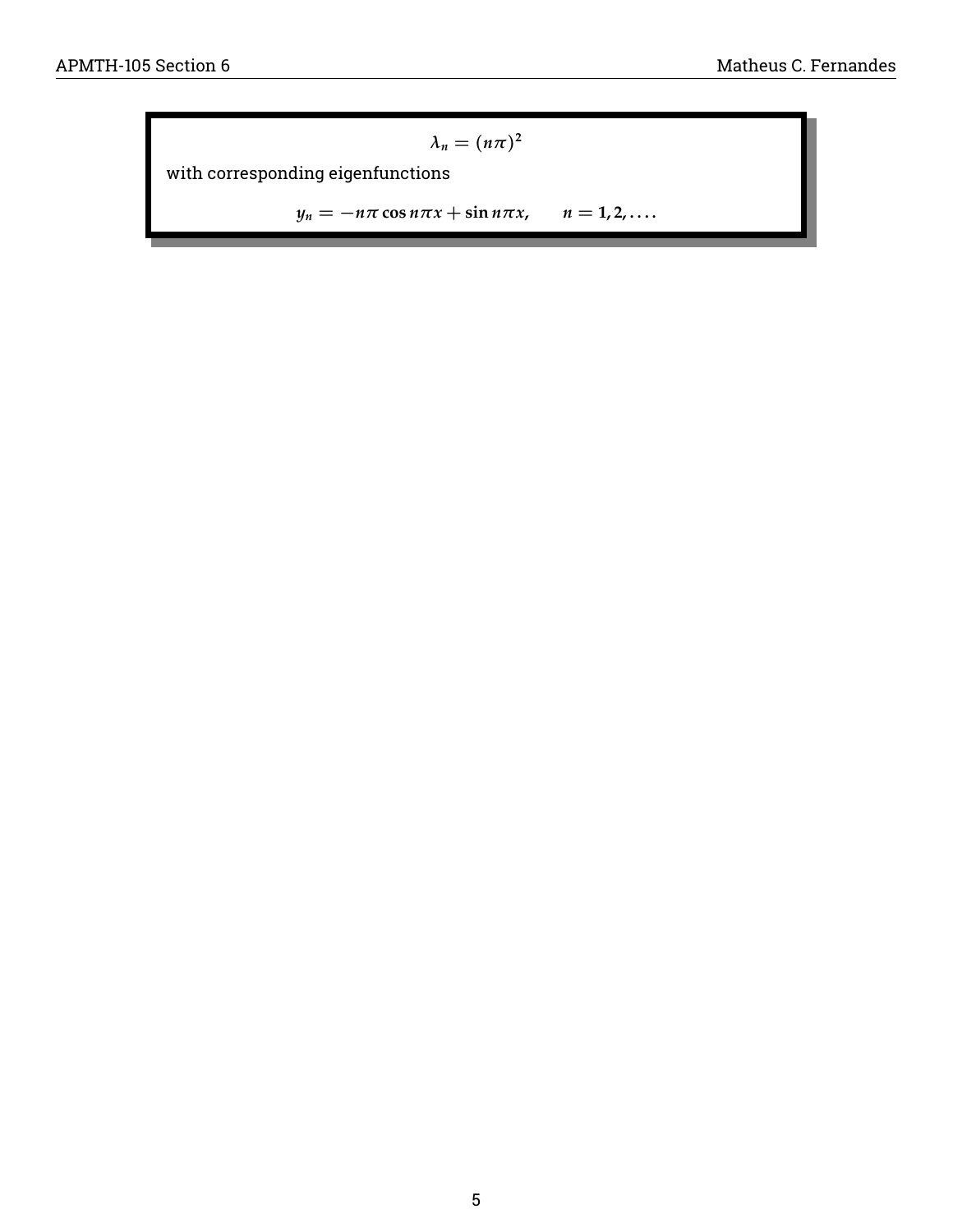$$\lambda_n = (n\pi)^2$$

with corresponding eigenfunctions

$$y_n = -n\pi \cos n\pi x + \sin n\pi x, \qquad n = 1, 2, \ldots.$$